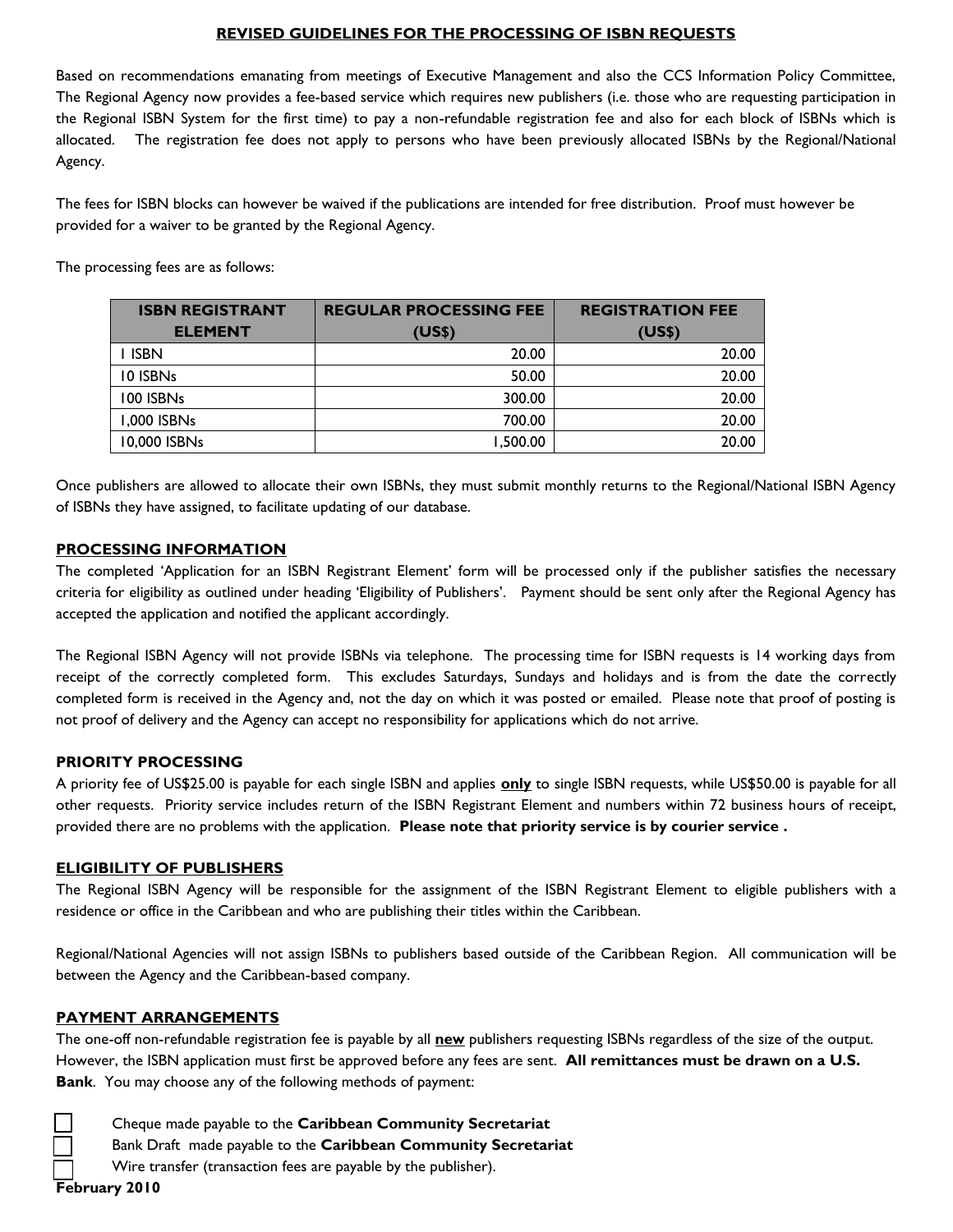# REVISED GUIDELINES FOR THE PROCESSING OF ISBN REQUESTS

Based on recommendations emanating from meetings of Executive Management and also the CCS Information Policy Committee, The Regional Agency now provides a fee-based service which requires new publishers (i.e. those who are requesting participation in the Regional ISBN System for the first time) to pay a non-refundable registration fee and also for each block of ISBNs which is allocated. The registration fee does not apply to persons who have been previously allocated ISBNs by the Regional/National Agency.

The fees for ISBN blocks can however be waived if the publications are intended for free distribution. Proof must however be provided for a waiver to be granted by the Regional Agency.

The processing fees are as follows:

| ISBN REGISTRANT ELEMENT | REGULAR PROCESSING FEE (US$) | REGISTRATION FEE (US$) |
|---|---:|---:|
| 1 ISBN | 20.00 | 20.00 |
| 10 ISBNs | 50.00 | 20.00 |
| 100 ISBNs | 300.00 | 20.00 |
| 1,000 ISBNs | 700.00 | 20.00 |
| 10,000 ISBNs | 1,500.00 | 20.00 |

Once publishers are allowed to allocate their own ISBNs, they must submit monthly returns to the Regional/National ISBN Agency of ISBNs they have assigned, to facilitate updating of our database.

## PROCESSING INFORMATION

The completed 'Application for an ISBN Registrant Element' form will be processed only if the publisher satisfies the necessary criteria for eligibility as outlined under heading 'Eligibility of Publishers'. Payment should be sent only after the Regional Agency has accepted the application and notified the applicant accordingly.

The Regional ISBN Agency will not provide ISBNs via telephone. The processing time for ISBN requests is 14 working days from receipt of the correctly completed form. This excludes Saturdays, Sundays and holidays and is from the date the correctly completed form is received in the Agency and, not the day on which it was posted or emailed. Please note that proof of posting is not proof of delivery and the Agency can accept no responsibility for applications which do not arrive.

## PRIORITY PROCESSING

A priority fee of US$25.00 is payable for each single ISBN and applies **only** to single ISBN requests, while US$50.00 is payable for all other requests. Priority service includes return of the ISBN Registrant Element and numbers within 72 business hours of receipt, provided there are no problems with the application. **Please note that priority service is by courier service .**

## ELIGIBILITY OF PUBLISHERS

The Regional ISBN Agency will be responsible for the assignment of the ISBN Registrant Element to eligible publishers with a residence or office in the Caribbean and who are publishing their titles within the Caribbean.

Regional/National Agencies will not assign ISBNs to publishers based outside of the Caribbean Region. All communication will be between the Agency and the Caribbean-based company.

## PAYMENT ARRANGEMENTS

The one-off non-refundable registration fee is payable by all **new** publishers requesting ISBNs regardless of the size of the output. However, the ISBN application must first be approved before any fees are sent. **All remittances must be drawn on a U.S. Bank**. You may choose any of the following methods of payment:

- [ ] Cheque made payable to the **Caribbean Community Secretariat**
- [ ] Bank Draft made payable to the **Caribbean Community Secretariat**
- [ ] Wire transfer (transaction fees are payable by the publisher).

**February 2010**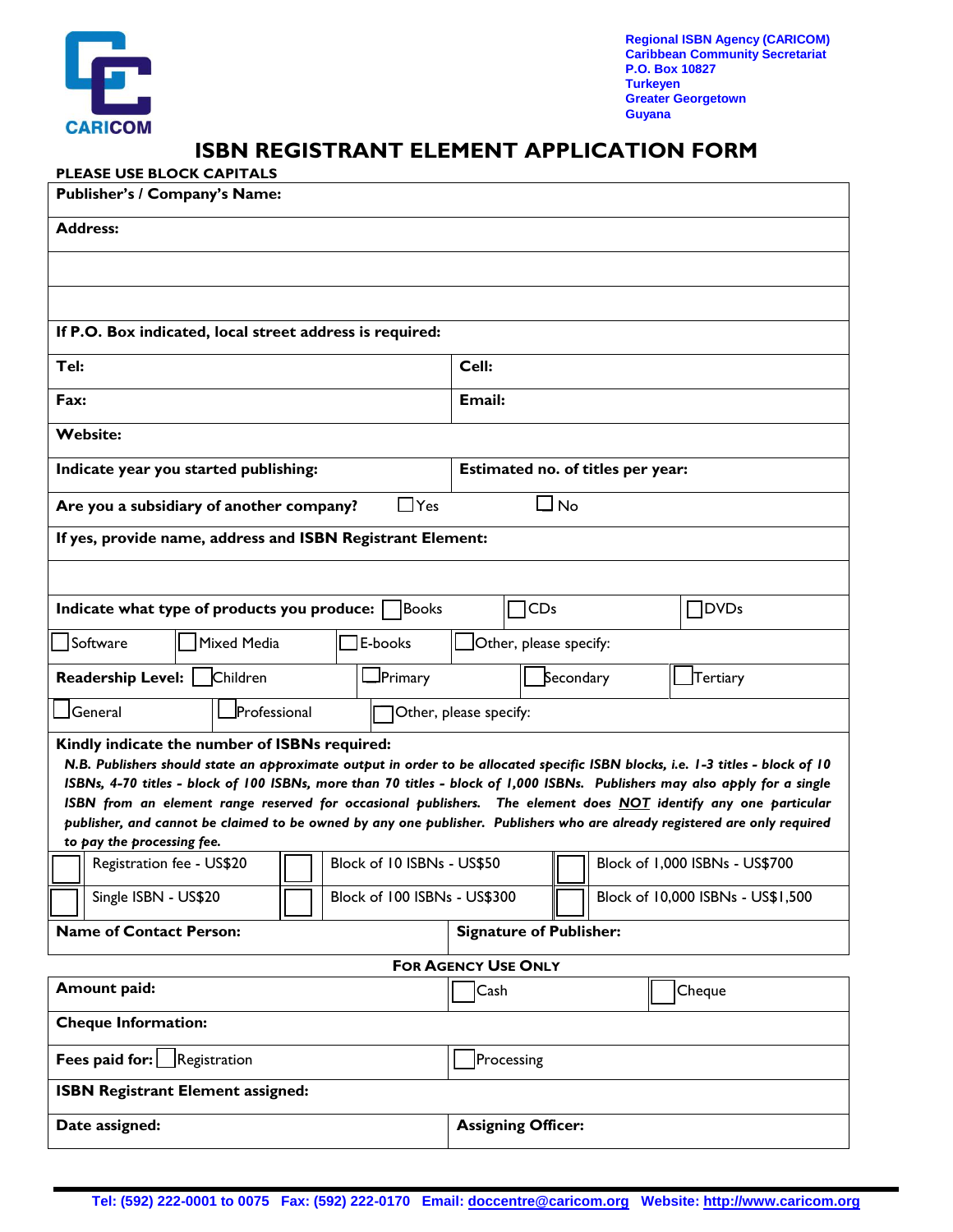CARICOM

**Regional ISBN Agency (CARICOM)**
**Caribbean Community Secretariat**
**P.O. Box 10827**
**Turkeyen**
**Greater Georgetown**
**Guyana**

# ISBN REGISTRANT ELEMENT APPLICATION FORM

**PLEASE USE BLOCK CAPITALS**

**Publisher's / Company's Name:**

**Address:**

**If P.O. Box indicated, local street address is required:**

| | |
|---|---|
| **Tel:** | **Cell:** |
| **Fax:** | **Email:** |

**Website:**

| | |
|---|---|
| **Indicate year you started publishing:** | **Estimated no. of titles per year:** |

**Are you a subsidiary of another company?** ☐ Yes ☐ No

**If yes, provide name, address and ISBN Registrant Element:**

**Indicate what type of products you produce:** ☐ Books ☐ CDs ☐ DVDs

☐ Software ☐ Mixed Media ☐ E-books ☐ Other, please specify:

**Readership Level:** ☐ Children ☐ Primary ☐ Secondary ☐ Tertiary

☐ General ☐ Professional ☐ Other, please specify:

**Kindly indicate the number of ISBNs required:**

***N.B. Publishers should state an approximate output in order to be allocated specific ISBN blocks, i.e. 1-3 titles - block of 10 ISBNs, 4-70 titles - block of 100 ISBNs, more than 70 titles - block of 1,000 ISBNs. Publishers may also apply for a single ISBN from an element range reserved for occasional publishers. The element does NOT identify any one particular publisher, and cannot be claimed to be owned by any one publisher. Publishers who are already registered are only required to pay the processing fee.***

| | | | | | |
|---|---|---|---|---|---|
| ☐ | Registration fee - US$20 | ☐ | Block of 10 ISBNs - US$50 | ☐ | Block of 1,000 ISBNs - US$700 |
| ☐ | Single ISBN - US$20 | ☐ | Block of 100 ISBNs - US$300 | ☐ | Block of 10,000 ISBNs - US$1,500 |

| | |
|---|---|
| **Name of Contact Person:** | **Signature of Publisher:** |

**FOR AGENCY USE ONLY**

**Amount paid:** ☐ Cash ☐ Cheque

**Cheque Information:**

**Fees paid for:** ☐ Registration ☐ Processing

**ISBN Registrant Element assigned:**

| | |
|---|---|
| **Date assigned:** | **Assigning Officer:** |

**Tel: (592) 222-0001 to 0075 Fax: (592) 222-0170 Email: doccentre@caricom.org Website: http://www.caricom.org**